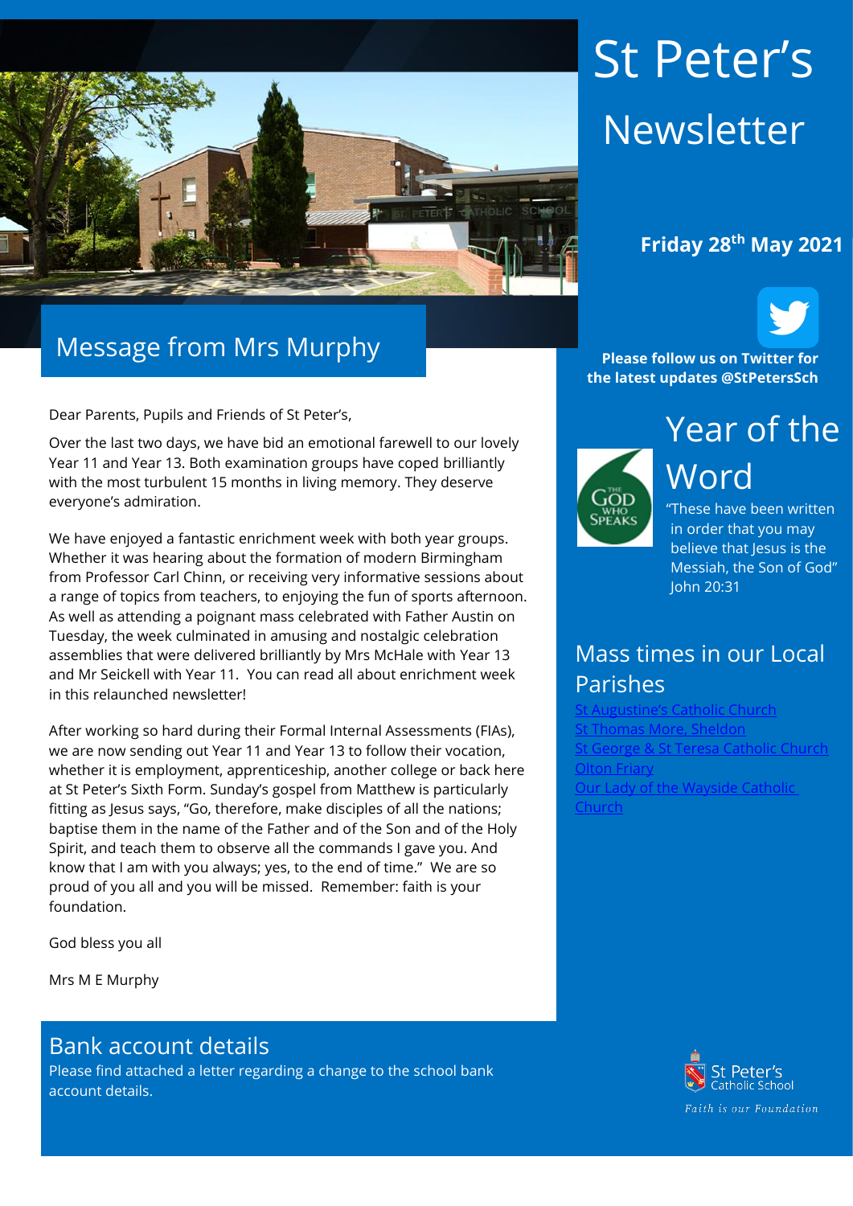# St Peter's Newsletter

**Friday 28th May 2021**

**Please follow us on Twitter for the latest updates @StPetersSch**

## Message from Mrs Murphy

Dear Parents, Pupils and Friends of St Peter's,

Over the last two days, we have bid an emotional farewell to our lovely Year 11 and Year 13. Both examination groups have coped brilliantly with the most turbulent 15 months in living memory. They deserve everyone's admiration.

We have enjoyed a fantastic enrichment week with both year groups. Whether it was hearing about the formation of modern Birmingham from Professor Carl Chinn, or receiving very informative sessions about a range of topics from teachers, to enjoying the fun of sports afternoon. As well as attending a poignant mass celebrated with Father Austin on Tuesday, the week culminated in amusing and nostalgic celebration assemblies that were delivered brilliantly by Mrs McHale with Year 13 and Mr Seickell with Year 11. You can read all about enrichment week in this relaunched newsletter!

After working so hard during their Formal Internal Assessments (FIAs), we are now sending out Year 11 and Year 13 to follow their vocation, whether it is employment, apprenticeship, another college or back here at St Peter's Sixth Form. Sunday's gospel from Matthew is particularly fitting as Jesus says, "Go, therefore, make disciples of all the nations; baptise them in the name of the Father and of the Son and of the Holy Spirit, and teach them to observe all the commands I gave you. And know that I am with you always; yes, to the end of time." We are so proud of you all and you will be missed. Remember: faith is your foundation.

God bless you all

Mrs M E Murphy

## Year of the Word

THE GOD WHO SPEAKS

"These have been written in order that you may believe that Jesus is the Messiah, the Son of God" John 20:31

## Mass times in our Local Parishes

- St Augustine's Catholic Church
- St Thomas More, Sheldon
- St George & St Teresa Catholic Church
- Olton Friary
- Our Lady of the Wayside Catholic Church

## Bank account details

Please find attached a letter regarding a change to the school bank account details.

St Peter's Catholic School

*Faith is our Foundation*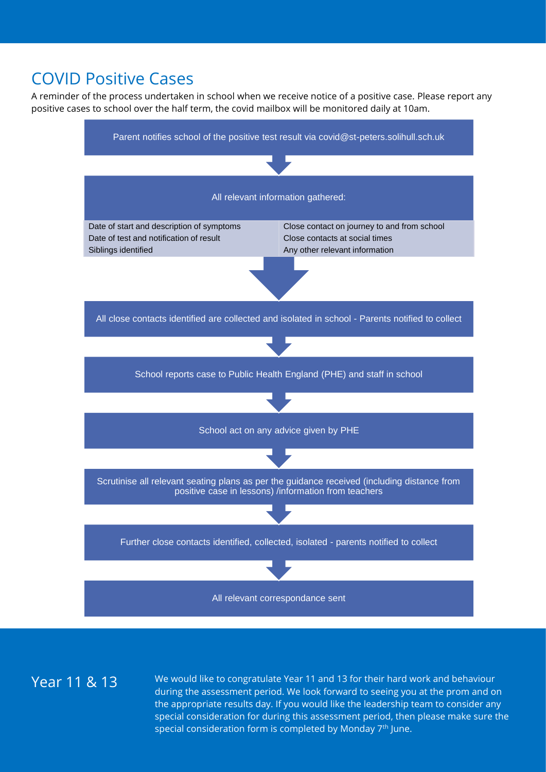## COVID Positive Cases

A reminder of the process undertaken in school when we receive notice of a positive case. Please report any positive cases to school over the half term, the covid mailbox will be monitored daily at 10am.

Parent notifies school of the positive test result via covid@st-peters.solihull.sch.uk

↓

All relevant information gathered:

| | |
|---|---|
| Date of start and description of symptoms | Close contact on journey to and from school |
| Date of test and notification of result | Close contacts at social times |
| Siblings identified | Any other relevant information |

↓

All close contacts identified are collected and isolated in school - Parents notified to collect

↓

School reports case to Public Health England (PHE) and staff in school

↓

School act on any advice given by PHE

↓

Scrutinise all relevant seating plans as per the guidance received (including distance from positive case in lessons) /information from teachers

↓

Further close contacts identified, collected, isolated - parents notified to collect

↓

All relevant correspondance sent

## Year 11 & 13

We would like to congratulate Year 11 and 13 for their hard work and behaviour during the assessment period. We look forward to seeing you at the prom and on the appropriate results day. If you would like the leadership team to consider any special consideration for during this assessment period, then please make sure the special consideration form is completed by Monday 7th June.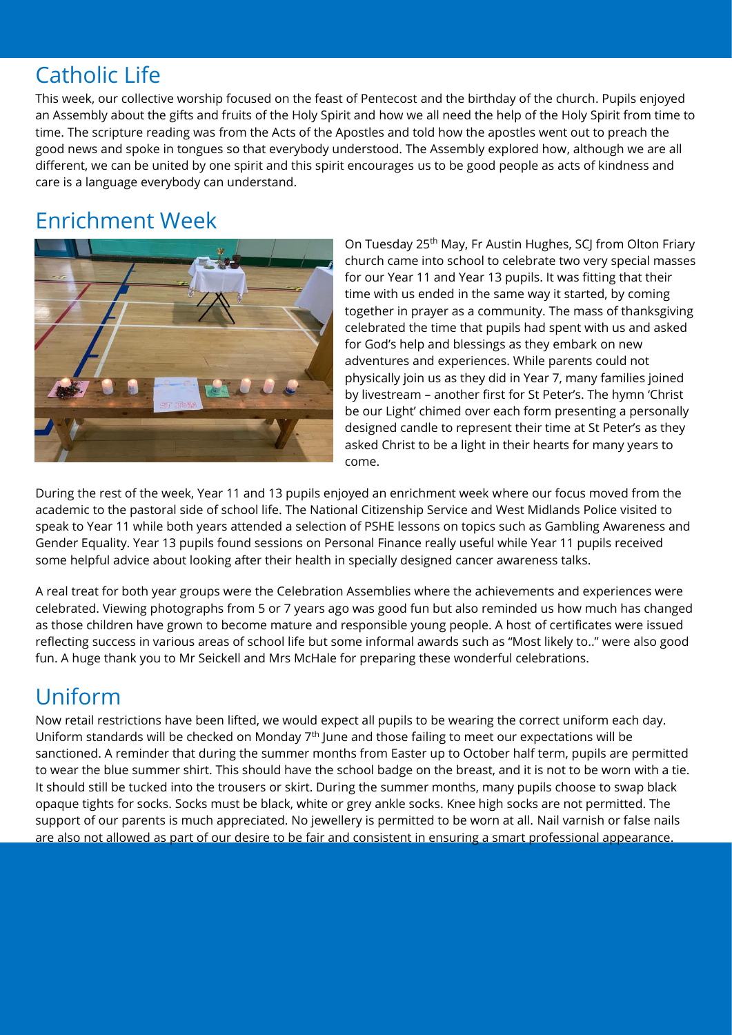## Catholic Life

This week, our collective worship focused on the feast of Pentecost and the birthday of the church. Pupils enjoyed an Assembly about the gifts and fruits of the Holy Spirit and how we all need the help of the Holy Spirit from time to time. The scripture reading was from the Acts of the Apostles and told how the apostles went out to preach the good news and spoke in tongues so that everybody understood. The Assembly explored how, although we are all different, we can be united by one spirit and this spirit encourages us to be good people as acts of kindness and care is a language everybody can understand.

## Enrichment Week

On Tuesday 25th May, Fr Austin Hughes, SCJ from Olton Friary church came into school to celebrate two very special masses for our Year 11 and Year 13 pupils. It was fitting that their time with us ended in the same way it started, by coming together in prayer as a community. The mass of thanksgiving celebrated the time that pupils had spent with us and asked for God's help and blessings as they embark on new adventures and experiences. While parents could not physically join us as they did in Year 7, many families joined by livestream – another first for St Peter's. The hymn 'Christ be our Light' chimed over each form presenting a personally designed candle to represent their time at St Peter's as they asked Christ to be a light in their hearts for many years to come.

During the rest of the week, Year 11 and 13 pupils enjoyed an enrichment week where our focus moved from the academic to the pastoral side of school life. The National Citizenship Service and West Midlands Police visited to speak to Year 11 while both years attended a selection of PSHE lessons on topics such as Gambling Awareness and Gender Equality. Year 13 pupils found sessions on Personal Finance really useful while Year 11 pupils received some helpful advice about looking after their health in specially designed cancer awareness talks.

A real treat for both year groups were the Celebration Assemblies where the achievements and experiences were celebrated. Viewing photographs from 5 or 7 years ago was good fun but also reminded us how much has changed as those children have grown to become mature and responsible young people. A host of certificates were issued reflecting success in various areas of school life but some informal awards such as "Most likely to.." were also good fun. A huge thank you to Mr Seickell and Mrs McHale for preparing these wonderful celebrations.

## Uniform

Now retail restrictions have been lifted, we would expect all pupils to be wearing the correct uniform each day. Uniform standards will be checked on Monday 7th June and those failing to meet our expectations will be sanctioned. A reminder that during the summer months from Easter up to October half term, pupils are permitted to wear the blue summer shirt. This should have the school badge on the breast, and it is not to be worn with a tie. It should still be tucked into the trousers or skirt. During the summer months, many pupils choose to swap black opaque tights for socks. Socks must be black, white or grey ankle socks. Knee high socks are not permitted. The support of our parents is much appreciated. No jewellery is permitted to be worn at all. Nail varnish or false nails are also not allowed as part of our desire to be fair and consistent in ensuring a smart professional appearance.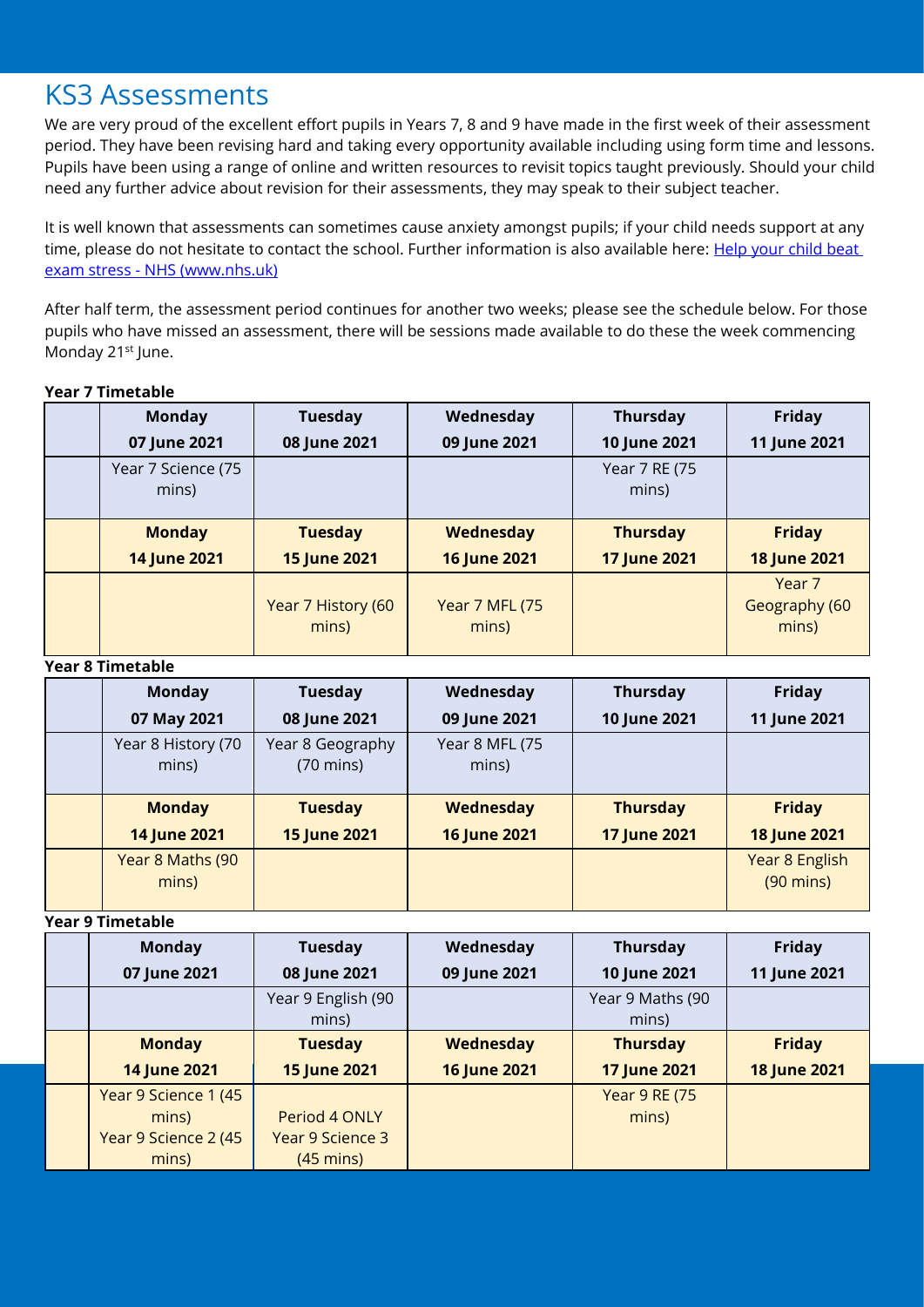# KS3 Assessments

We are very proud of the excellent effort pupils in Years 7, 8 and 9 have made in the first week of their assessment period. They have been revising hard and taking every opportunity available including using form time and lessons. Pupils have been using a range of online and written resources to revisit topics taught previously. Should your child need any further advice about revision for their assessments, they may speak to their subject teacher.

It is well known that assessments can sometimes cause anxiety amongst pupils; if your child needs support at any time, please do not hesitate to contact the school. Further information is also available here: [Help your child beat exam stress - NHS (www.nhs.uk)](https://www.nhs.uk)

After half term, the assessment period continues for another two weeks; please see the schedule below. For those pupils who have missed an assessment, there will be sessions made available to do these the week commencing Monday 21st June.

**Year 7 Timetable**

| | Monday 07 June 2021 | Tuesday 08 June 2021 | Wednesday 09 June 2021 | Thursday 10 June 2021 | Friday 11 June 2021 |
|---|---|---|---|---|---|
| | Year 7 Science (75 mins) | | | Year 7 RE (75 mins) | |
| | **Monday 14 June 2021** | **Tuesday 15 June 2021** | **Wednesday 16 June 2021** | **Thursday 17 June 2021** | **Friday 18 June 2021** |
| | | Year 7 History (60 mins) | Year 7 MFL (75 mins) | | Year 7 Geography (60 mins) |

**Year 8 Timetable**

| | Monday 07 May 2021 | Tuesday 08 June 2021 | Wednesday 09 June 2021 | Thursday 10 June 2021 | Friday 11 June 2021 |
|---|---|---|---|---|---|
| | Year 8 History (70 mins) | Year 8 Geography (70 mins) | Year 8 MFL (75 mins) | | |
| | **Monday 14 June 2021** | **Tuesday 15 June 2021** | **Wednesday 16 June 2021** | **Thursday 17 June 2021** | **Friday 18 June 2021** |
| | Year 8 Maths (90 mins) | | | | Year 8 English (90 mins) |

**Year 9 Timetable**

| | Monday 07 June 2021 | Tuesday 08 June 2021 | Wednesday 09 June 2021 | Thursday 10 June 2021 | Friday 11 June 2021 |
|---|---|---|---|---|---|
| | | Year 9 English (90 mins) | | Year 9 Maths (90 mins) | |
| | **Monday 14 June 2021** | **Tuesday 15 June 2021** | **Wednesday 16 June 2021** | **Thursday 17 June 2021** | **Friday 18 June 2021** |
| | Year 9 Science 1 (45 mins)<br>Year 9 Science 2 (45 mins) | Period 4 ONLY<br>Year 9 Science 3 (45 mins) | | Year 9 RE (75 mins) | |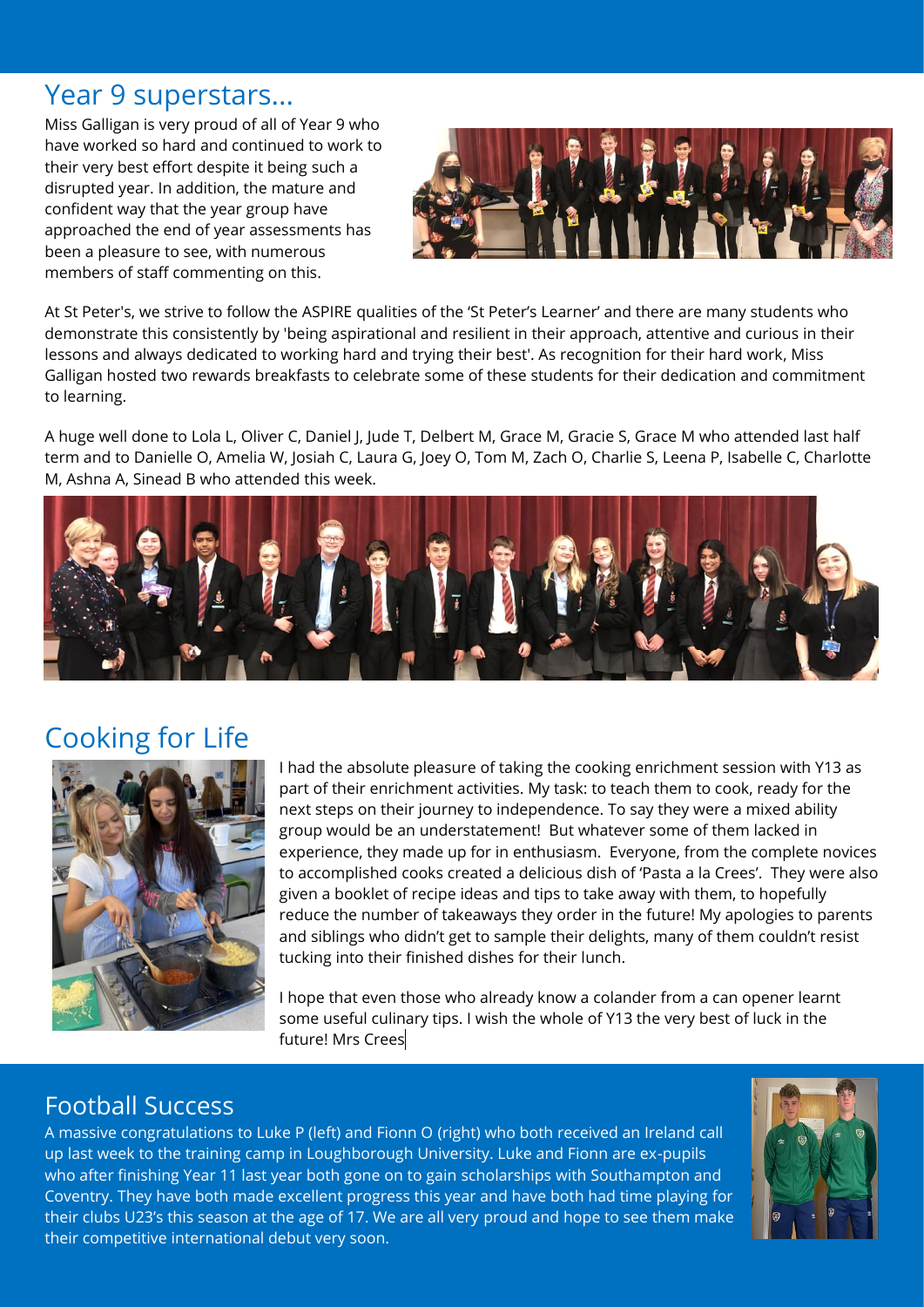## Year 9 superstars...

Miss Galligan is very proud of all of Year 9 who have worked so hard and continued to work to their very best effort despite it being such a disrupted year. In addition, the mature and confident way that the year group have approached the end of year assessments has been a pleasure to see, with numerous members of staff commenting on this.

At St Peter's, we strive to follow the ASPIRE qualities of the 'St Peter's Learner' and there are many students who demonstrate this consistently by 'being aspirational and resilient in their approach, attentive and curious in their lessons and always dedicated to working hard and trying their best'. As recognition for their hard work, Miss Galligan hosted two rewards breakfasts to celebrate some of these students for their dedication and commitment to learning.

A huge well done to Lola L, Oliver C, Daniel J, Jude T, Delbert M, Grace M, Gracie S, Grace M who attended last half term and to Danielle O, Amelia W, Josiah C, Laura G, Joey O, Tom M, Zach O, Charlie S, Leena P, Isabelle C, Charlotte M, Ashna A, Sinead B who attended this week.

## Cooking for Life

I had the absolute pleasure of taking the cooking enrichment session with Y13 as part of their enrichment activities. My task: to teach them to cook, ready for the next steps on their journey to independence. To say they were a mixed ability group would be an understatement! But whatever some of them lacked in experience, they made up for in enthusiasm. Everyone, from the complete novices to accomplished cooks created a delicious dish of 'Pasta a la Crees'. They were also given a booklet of recipe ideas and tips to take away with them, to hopefully reduce the number of takeaways they order in the future! My apologies to parents and siblings who didn't get to sample their delights, many of them couldn't resist tucking into their finished dishes for their lunch.

I hope that even those who already know a colander from a can opener learnt some useful culinary tips. I wish the whole of Y13 the very best of luck in the future! Mrs Crees

## Football Success

A massive congratulations to Luke P (left) and Fionn O (right) who both received an Ireland call up last week to the training camp in Loughborough University. Luke and Fionn are ex-pupils who after finishing Year 11 last year both gone on to gain scholarships with Southampton and Coventry. They have both made excellent progress this year and have both had time playing for their clubs U23's this season at the age of 17. We are all very proud and hope to see them make their competitive international debut very soon.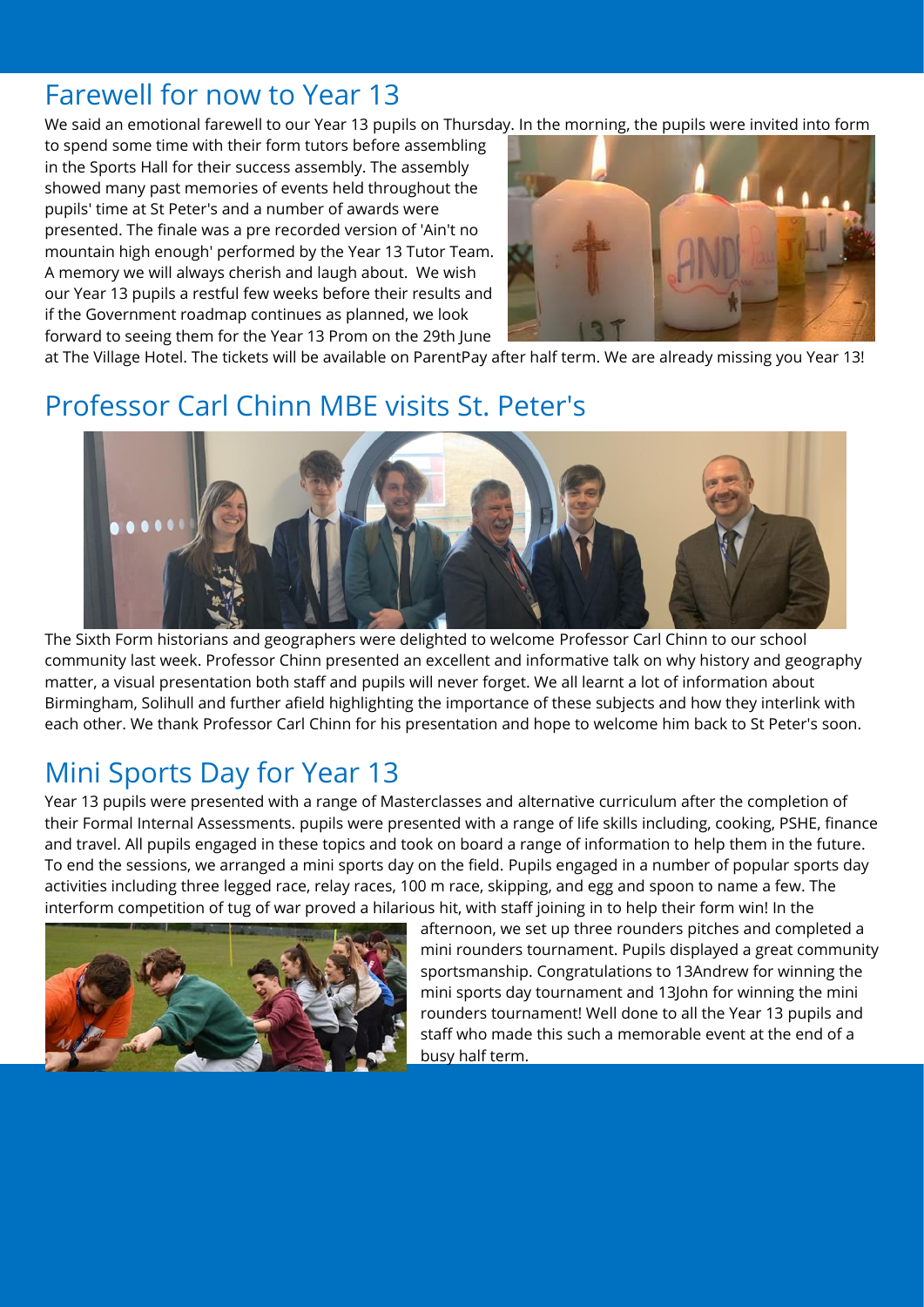## Farewell for now to Year 13

We said an emotional farewell to our Year 13 pupils on Thursday. In the morning, the pupils were invited into form to spend some time with their form tutors before assembling in the Sports Hall for their success assembly. The assembly showed many past memories of events held throughout the pupils' time at St Peter's and a number of awards were presented. The finale was a pre recorded version of 'Ain't no mountain high enough' performed by the Year 13 Tutor Team. A memory we will always cherish and laugh about. We wish our Year 13 pupils a restful few weeks before their results and if the Government roadmap continues as planned, we look forward to seeing them for the Year 13 Prom on the 29th June at The Village Hotel. The tickets will be available on ParentPay after half term. We are already missing you Year 13!

## Professor Carl Chinn MBE visits St. Peter's

The Sixth Form historians and geographers were delighted to welcome Professor Carl Chinn to our school community last week. Professor Chinn presented an excellent and informative talk on why history and geography matter, a visual presentation both staff and pupils will never forget. We all learnt a lot of information about Birmingham, Solihull and further afield highlighting the importance of these subjects and how they interlink with each other. We thank Professor Carl Chinn for his presentation and hope to welcome him back to St Peter's soon.

## Mini Sports Day for Year 13

Year 13 pupils were presented with a range of Masterclasses and alternative curriculum after the completion of their Formal Internal Assessments. pupils were presented with a range of life skills including, cooking, PSHE, finance and travel. All pupils engaged in these topics and took on board a range of information to help them in the future. To end the sessions, we arranged a mini sports day on the field. Pupils engaged in a number of popular sports day activities including three legged race, relay races, 100 m race, skipping, and egg and spoon to name a few. The interform competition of tug of war proved a hilarious hit, with staff joining in to help their form win! In the afternoon, we set up three rounders pitches and completed a mini rounders tournament. Pupils displayed a great community sportsmanship. Congratulations to 13Andrew for winning the mini sports day tournament and 13John for winning the mini rounders tournament! Well done to all the Year 13 pupils and staff who made this such a memorable event at the end of a busy half term.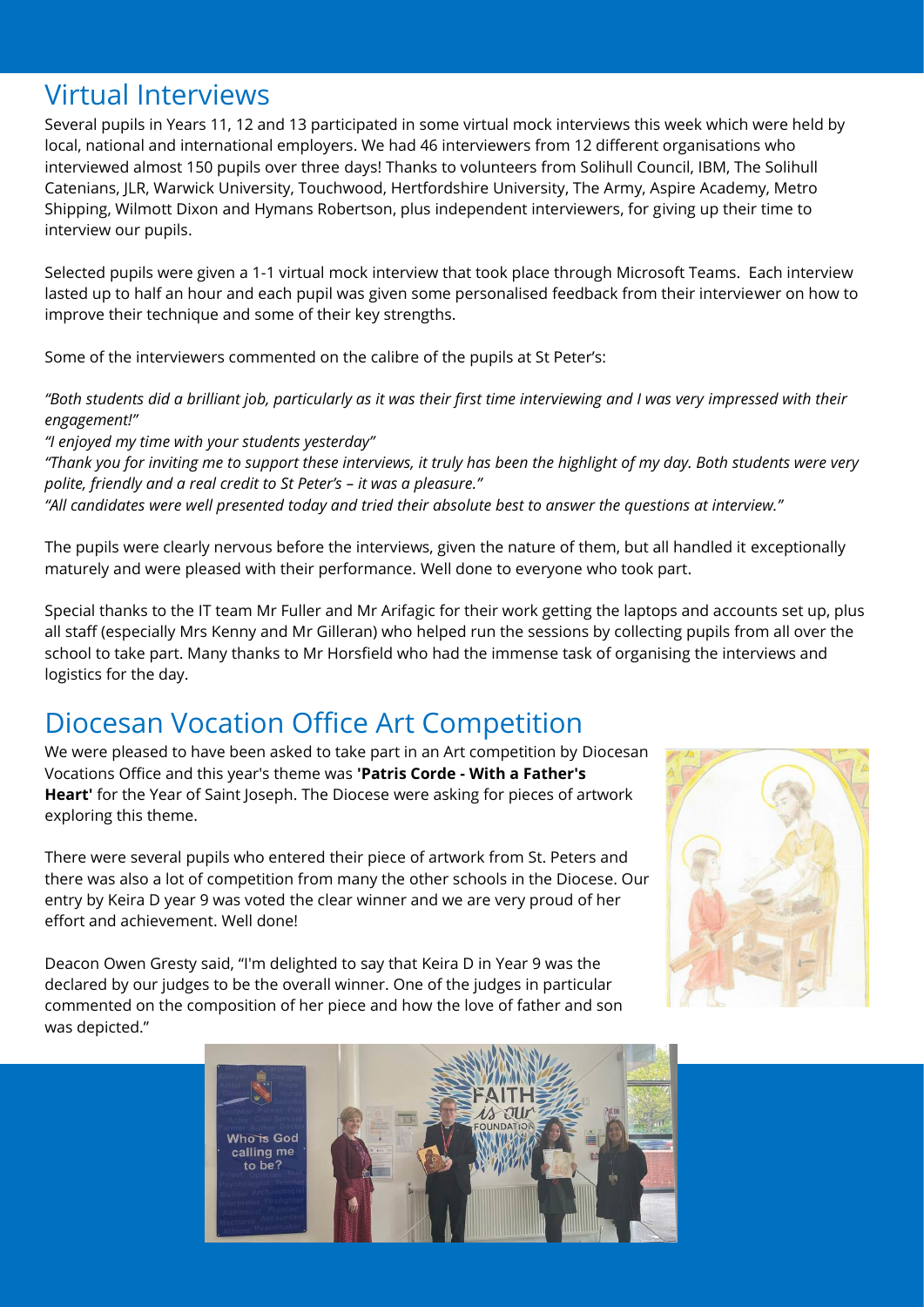## Virtual Interviews

Several pupils in Years 11, 12 and 13 participated in some virtual mock interviews this week which were held by local, national and international employers. We had 46 interviewers from 12 different organisations who interviewed almost 150 pupils over three days! Thanks to volunteers from Solihull Council, IBM, The Solihull Catenians, JLR, Warwick University, Touchwood, Hertfordshire University, The Army, Aspire Academy, Metro Shipping, Wilmott Dixon and Hymans Robertson, plus independent interviewers, for giving up their time to interview our pupils.

Selected pupils were given a 1-1 virtual mock interview that took place through Microsoft Teams. Each interview lasted up to half an hour and each pupil was given some personalised feedback from their interviewer on how to improve their technique and some of their key strengths.

Some of the interviewers commented on the calibre of the pupils at St Peter's:

*"Both students did a brilliant job, particularly as it was their first time interviewing and I was very impressed with their engagement!"*
*"I enjoyed my time with your students yesterday"*
*"Thank you for inviting me to support these interviews, it truly has been the highlight of my day. Both students were very polite, friendly and a real credit to St Peter's – it was a pleasure."*
*"All candidates were well presented today and tried their absolute best to answer the questions at interview."*

The pupils were clearly nervous before the interviews, given the nature of them, but all handled it exceptionally maturely and were pleased with their performance. Well done to everyone who took part.

Special thanks to the IT team Mr Fuller and Mr Arifagic for their work getting the laptops and accounts set up, plus all staff (especially Mrs Kenny and Mr Gilleran) who helped run the sessions by collecting pupils from all over the school to take part. Many thanks to Mr Horsfield who had the immense task of organising the interviews and logistics for the day.

## Diocesan Vocation Office Art Competition

We were pleased to have been asked to take part in an Art competition by Diocesan Vocations Office and this year's theme was **'Patris Corde - With a Father's Heart'** for the Year of Saint Joseph. The Diocese were asking for pieces of artwork exploring this theme.

There were several pupils who entered their piece of artwork from St. Peters and there was also a lot of competition from many the other schools in the Diocese. Our entry by Keira D year 9 was voted the clear winner and we are very proud of her effort and achievement. Well done!

Deacon Owen Gresty said, "I'm delighted to say that Keira D in Year 9 was the declared by our judges to be the overall winner. One of the judges in particular commented on the composition of her piece and how the love of father and son was depicted."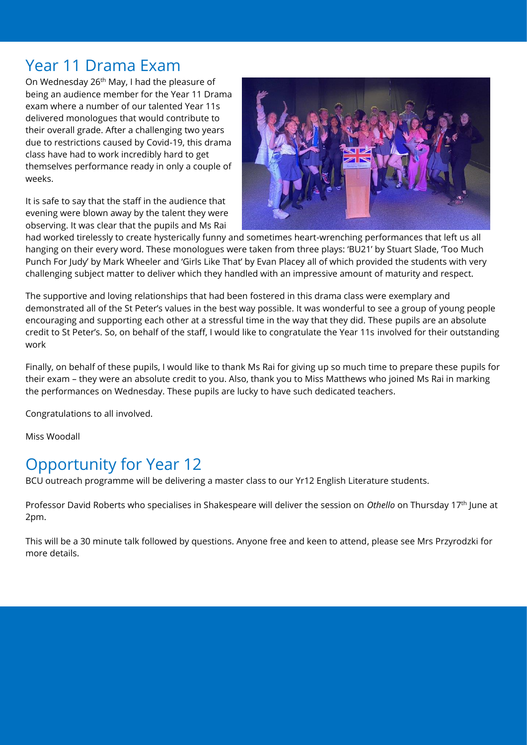## Year 11 Drama Exam

On Wednesday 26th May, I had the pleasure of being an audience member for the Year 11 Drama exam where a number of our talented Year 11s delivered monologues that would contribute to their overall grade. After a challenging two years due to restrictions caused by Covid-19, this drama class have had to work incredibly hard to get themselves performance ready in only a couple of weeks.

It is safe to say that the staff in the audience that evening were blown away by the talent they were observing. It was clear that the pupils and Ms Rai had worked tirelessly to create hysterically funny and sometimes heart-wrenching performances that left us all hanging on their every word. These monologues were taken from three plays: 'BU21' by Stuart Slade, 'Too Much Punch For Judy' by Mark Wheeler and 'Girls Like That' by Evan Placey all of which provided the students with very challenging subject matter to deliver which they handled with an impressive amount of maturity and respect.

The supportive and loving relationships that had been fostered in this drama class were exemplary and demonstrated all of the St Peter's values in the best way possible. It was wonderful to see a group of young people encouraging and supporting each other at a stressful time in the way that they did. These pupils are an absolute credit to St Peter's. So, on behalf of the staff, I would like to congratulate the Year 11s involved for their outstanding work

Finally, on behalf of these pupils, I would like to thank Ms Rai for giving up so much time to prepare these pupils for their exam – they were an absolute credit to you. Also, thank you to Miss Matthews who joined Ms Rai in marking the performances on Wednesday. These pupils are lucky to have such dedicated teachers.

Congratulations to all involved.

Miss Woodall

## Opportunity for Year 12

BCU outreach programme will be delivering a master class to our Yr12 English Literature students.

Professor David Roberts who specialises in Shakespeare will deliver the session on *Othello* on Thursday 17th June at 2pm.

This will be a 30 minute talk followed by questions. Anyone free and keen to attend, please see Mrs Przyrodzki for more details.